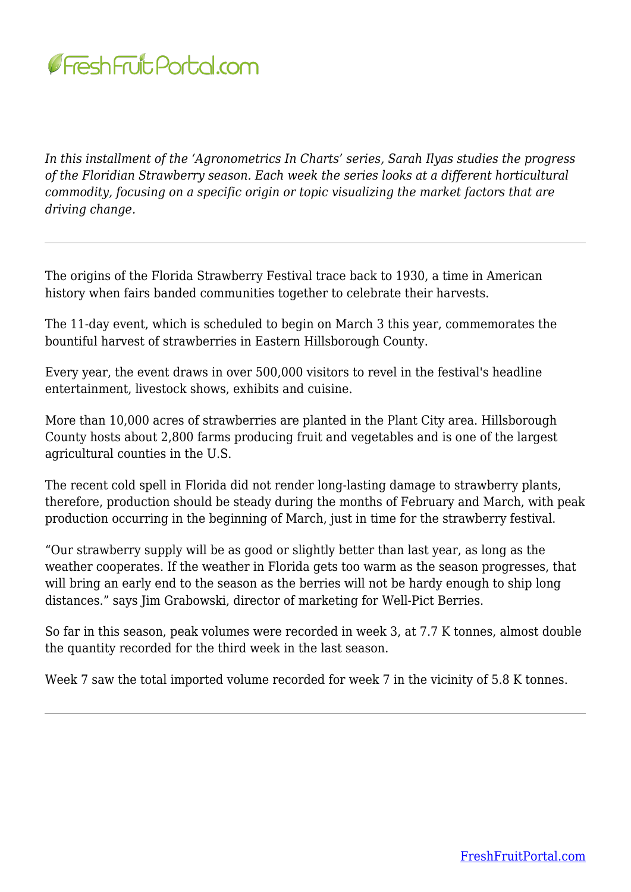*In this installment of the 'Agronometrics In Charts' series, Sarah Ilyas studies the progress of the Floridian Strawberry season. Each week the series looks at a different horticultural commodity, focusing on a specific origin or topic visualizing the market factors that are driving change.*

---

The origins of the Florida Strawberry Festival trace back to 1930, a time in American history when fairs banded communities together to celebrate their harvests.

The 11-day event, which is scheduled to begin on March 3 this year, commemorates the bountiful harvest of strawberries in Eastern Hillsborough County.

Every year, the event draws in over 500,000 visitors to revel in the festival's headline entertainment, livestock shows, exhibits and cuisine.

More than 10,000 acres of strawberries are planted in the Plant City area. Hillsborough County hosts about 2,800 farms producing fruit and vegetables and is one of the largest agricultural counties in the U.S.

The recent cold spell in Florida did not render long-lasting damage to strawberry plants, therefore, production should be steady during the months of February and March, with peak production occurring in the beginning of March, just in time for the strawberry festival.

"Our strawberry supply will be as good or slightly better than last year, as long as the weather cooperates. If the weather in Florida gets too warm as the season progresses, that will bring an early end to the season as the berries will not be hardy enough to ship long distances." says Jim Grabowski, director of marketing for Well-Pict Berries.

So far in this season, peak volumes were recorded in week 3, at 7.7 K tonnes, almost double the quantity recorded for the third week in the last season.

Week 7 saw the total imported volume recorded for week 7 in the vicinity of 5.8 K tonnes.

---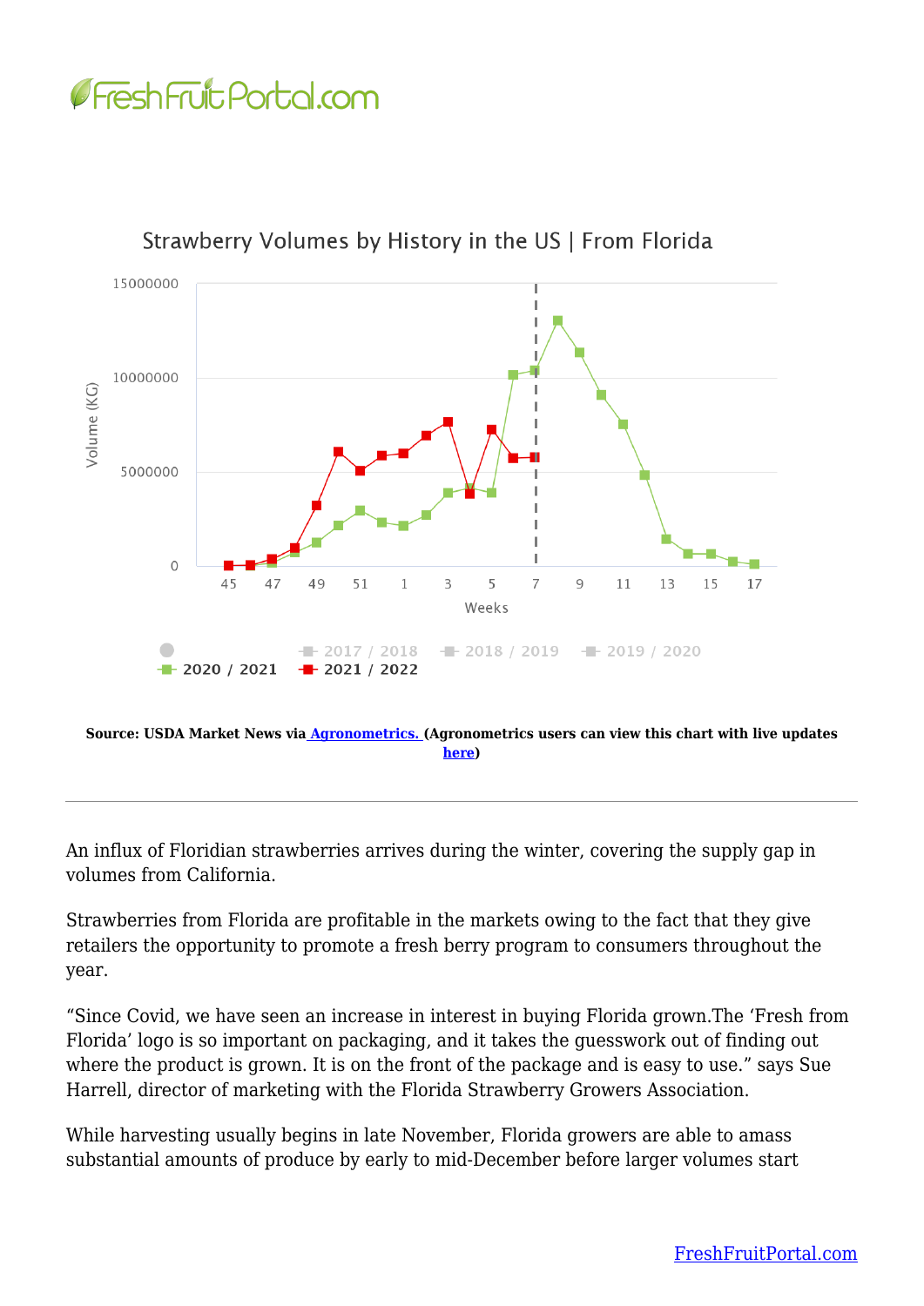Strawberry Volumes by History in the US | From Florida

Source: USDA Market News via [Agronometrics.](https://www.agronometrics.com) (Agronometrics users can view this chart with live updates [here](https://www.agronometrics.com))

---

An influx of Floridian strawberries arrives during the winter, covering the supply gap in volumes from California.

Strawberries from Florida are profitable in the markets owing to the fact that they give retailers the opportunity to promote a fresh berry program to consumers throughout the year.

"Since Covid, we have seen an increase in interest in buying Florida grown.The 'Fresh from Florida' logo is so important on packaging, and it takes the guesswork out of finding out where the product is grown. It is on the front of the package and is easy to use." says Sue Harrell, director of marketing with the Florida Strawberry Growers Association.

While harvesting usually begins in late November, Florida growers are able to amass substantial amounts of produce by early to mid-December before larger volumes start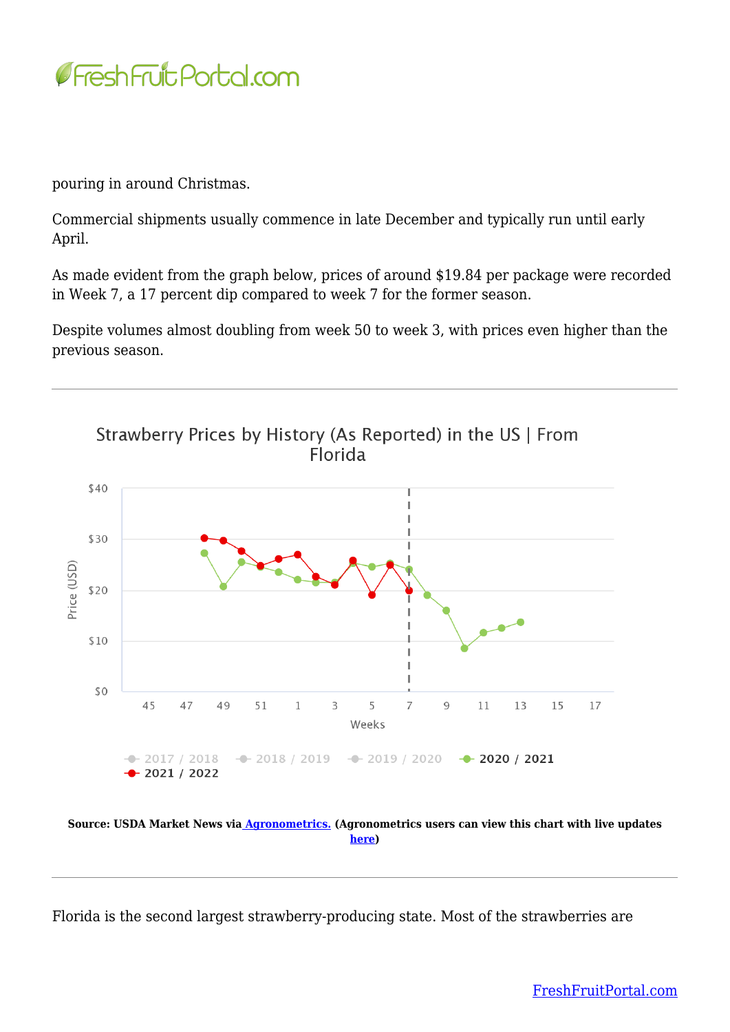pouring in around Christmas.

Commercial shipments usually commence in late December and typically run until early April.

As made evident from the graph below, prices of around $19.84 per package were recorded in Week 7, a 17 percent dip compared to week 7 for the former season.

Despite volumes almost doubling from week 50 to week 3, with prices even higher than the previous season.

---

**Source: USDA Market News via [Agronometrics.](#) (Agronometrics users can view this chart with live updates [here](#))**

---

Florida is the second largest strawberry-producing state. Most of the strawberries are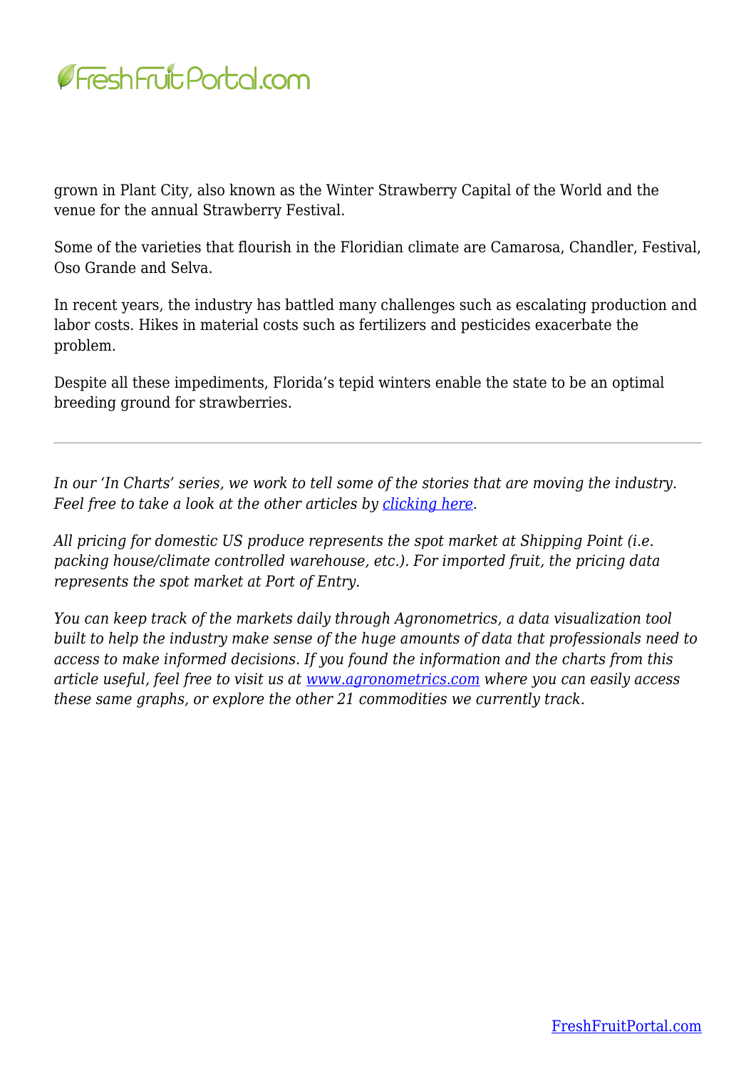grown in Plant City, also known as the Winter Strawberry Capital of the World and the venue for the annual Strawberry Festival.

Some of the varieties that flourish in the Floridian climate are Camarosa, Chandler, Festival, Oso Grande and Selva.

In recent years, the industry has battled many challenges such as escalating production and labor costs. Hikes in material costs such as fertilizers and pesticides exacerbate the problem.

Despite all these impediments, Florida's tepid winters enable the state to be an optimal breeding ground for strawberries.

---

*In our 'In Charts' series, we work to tell some of the stories that are moving the industry. Feel free to take a look at the other articles by [clicking here](#).*

*All pricing for domestic US produce represents the spot market at Shipping Point (i.e. packing house/climate controlled warehouse, etc.). For imported fruit, the pricing data represents the spot market at Port of Entry.*

*You can keep track of the markets daily through Agronometrics, a data visualization tool built to help the industry make sense of the huge amounts of data that professionals need to access to make informed decisions. If you found the information and the charts from this article useful, feel free to visit us at [www.agronometrics.com](http://www.agronometrics.com) where you can easily access these same graphs, or explore the other 21 commodities we currently track.*